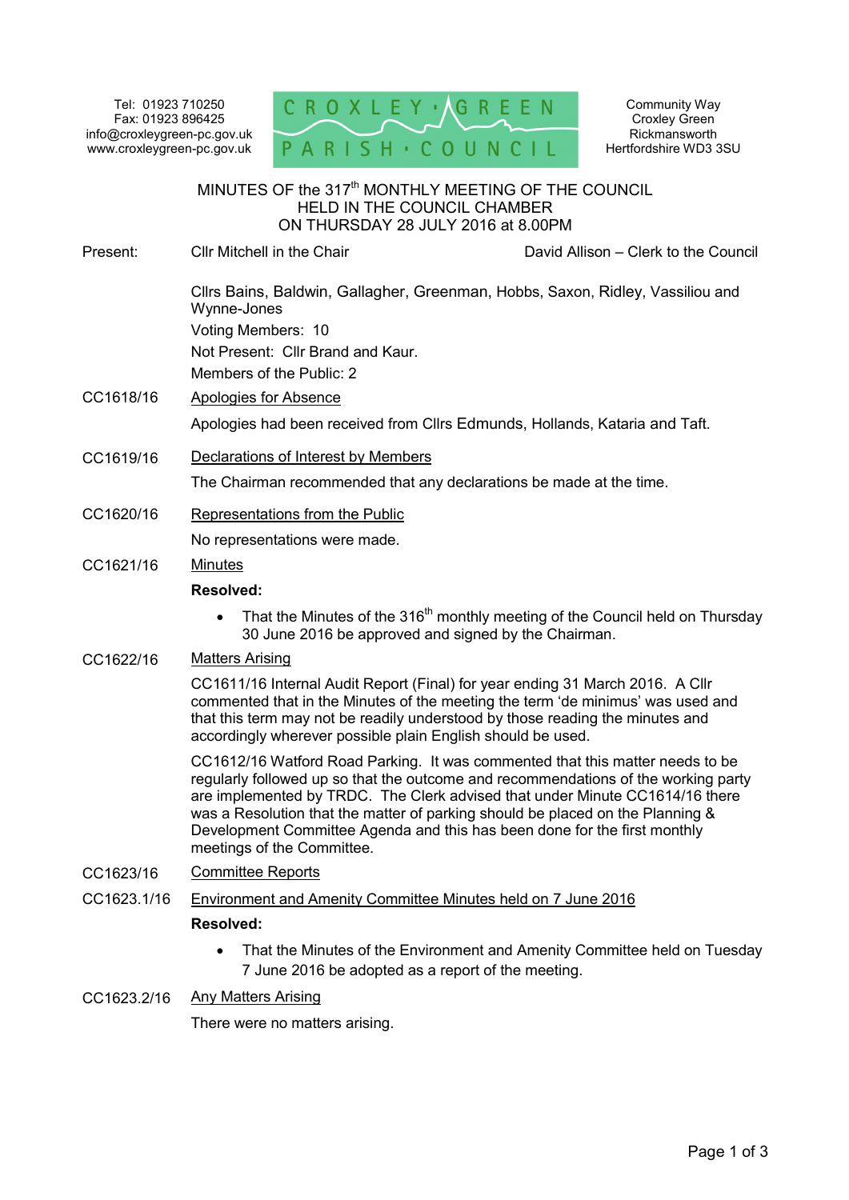Tel: 01923 710250
Fax: 01923 896425
info@croxleygreen-pc.gov.uk
www.croxleygreen-pc.gov.uk

CROXLEY GREEN PARISH COUNCIL

Community Way
Croxley Green
Rickmansworth
Hertfordshire WD3 3SU

# MINUTES OF the 317th MONTHLY MEETING OF THE COUNCIL HELD IN THE COUNCIL CHAMBER ON THURSDAY 28 JULY 2016 at 8.00PM

Present: Cllr Mitchell in the Chair — David Allison – Clerk to the Council

Cllrs Bains, Baldwin, Gallagher, Greenman, Hobbs, Saxon, Ridley, Vassiliou and Wynne-Jones

Voting Members: 10

Not Present: Cllr Brand and Kaur.

Members of the Public: 2

**CC1618/16** Apologies for Absence

Apologies had been received from Cllrs Edmunds, Hollands, Kataria and Taft.

**CC1619/16** Declarations of Interest by Members

The Chairman recommended that any declarations be made at the time.

**CC1620/16** Representations from the Public

No representations were made.

**CC1621/16** Minutes

**Resolved:**

- That the Minutes of the 316th monthly meeting of the Council held on Thursday 30 June 2016 be approved and signed by the Chairman.

**CC1622/16** Matters Arising

CC1611/16 Internal Audit Report (Final) for year ending 31 March 2016. A Cllr commented that in the Minutes of the meeting the term 'de minimus' was used and that this term may not be readily understood by those reading the minutes and accordingly wherever possible plain English should be used.

CC1612/16 Watford Road Parking. It was commented that this matter needs to be regularly followed up so that the outcome and recommendations of the working party are implemented by TRDC. The Clerk advised that under Minute CC1614/16 there was a Resolution that the matter of parking should be placed on the Planning & Development Committee Agenda and this has been done for the first monthly meetings of the Committee.

**CC1623/16** Committee Reports

**CC1623.1/16** Environment and Amenity Committee Minutes held on 7 June 2016

**Resolved:**

- That the Minutes of the Environment and Amenity Committee held on Tuesday 7 June 2016 be adopted as a report of the meeting.

**CC1623.2/16** Any Matters Arising

There were no matters arising.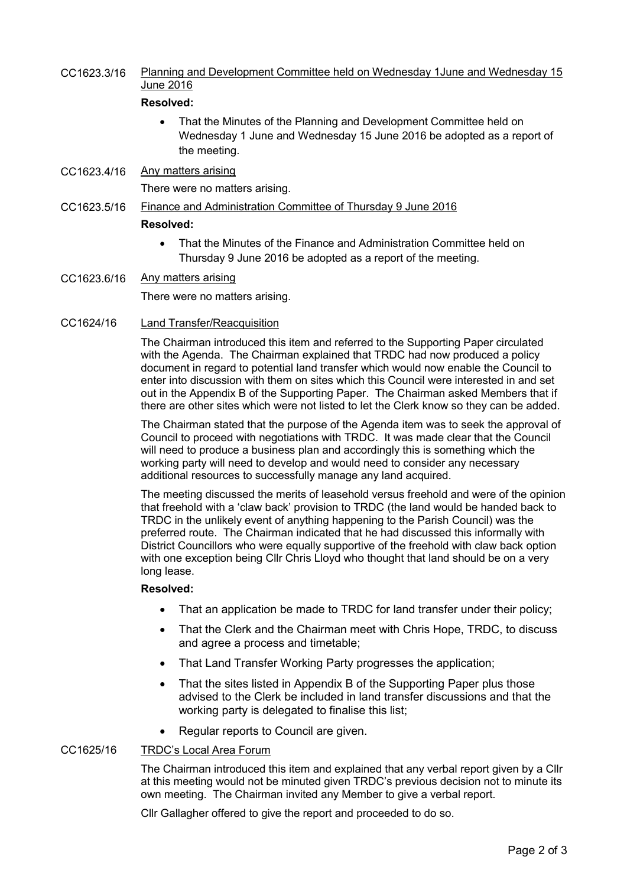CC1623.3/16 Planning and Development Committee held on Wednesday 1June and Wednesday 15 June 2016

**Resolved:**

- That the Minutes of the Planning and Development Committee held on Wednesday 1 June and Wednesday 15 June 2016 be adopted as a report of the meeting.

CC1623.4/16 Any matters arising

There were no matters arising.

CC1623.5/16 Finance and Administration Committee of Thursday 9 June 2016

**Resolved:**

- That the Minutes of the Finance and Administration Committee held on Thursday 9 June 2016 be adopted as a report of the meeting.

CC1623.6/16 Any matters arising

There were no matters arising.

CC1624/16 Land Transfer/Reacquisition

The Chairman introduced this item and referred to the Supporting Paper circulated with the Agenda. The Chairman explained that TRDC had now produced a policy document in regard to potential land transfer which would now enable the Council to enter into discussion with them on sites which this Council were interested in and set out in the Appendix B of the Supporting Paper. The Chairman asked Members that if there are other sites which were not listed to let the Clerk know so they can be added.

The Chairman stated that the purpose of the Agenda item was to seek the approval of Council to proceed with negotiations with TRDC. It was made clear that the Council will need to produce a business plan and accordingly this is something which the working party will need to develop and would need to consider any necessary additional resources to successfully manage any land acquired.

The meeting discussed the merits of leasehold versus freehold and were of the opinion that freehold with a 'claw back' provision to TRDC (the land would be handed back to TRDC in the unlikely event of anything happening to the Parish Council) was the preferred route. The Chairman indicated that he had discussed this informally with District Councillors who were equally supportive of the freehold with claw back option with one exception being Cllr Chris Lloyd who thought that land should be on a very long lease.

**Resolved:**

- That an application be made to TRDC for land transfer under their policy;
- That the Clerk and the Chairman meet with Chris Hope, TRDC, to discuss and agree a process and timetable;
- That Land Transfer Working Party progresses the application;
- That the sites listed in Appendix B of the Supporting Paper plus those advised to the Clerk be included in land transfer discussions and that the working party is delegated to finalise this list;
- Regular reports to Council are given.

CC1625/16 TRDC's Local Area Forum

The Chairman introduced this item and explained that any verbal report given by a Cllr at this meeting would not be minuted given TRDC's previous decision not to minute its own meeting. The Chairman invited any Member to give a verbal report.

Cllr Gallagher offered to give the report and proceeded to do so.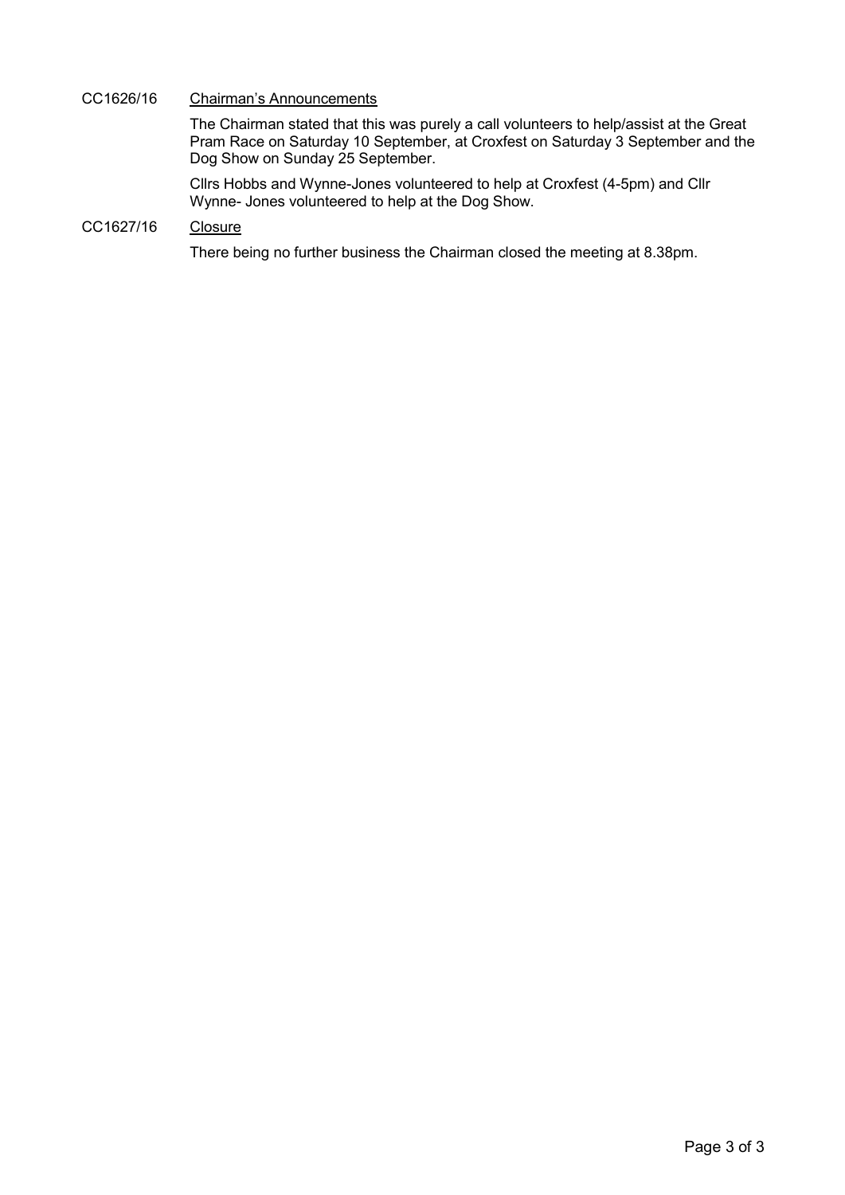CC1626/16 <u>Chairman's Announcements</u>

The Chairman stated that this was purely a call volunteers to help/assist at the Great Pram Race on Saturday 10 September, at Croxfest on Saturday 3 September and the Dog Show on Sunday 25 September.

Cllrs Hobbs and Wynne-Jones volunteered to help at Croxfest (4-5pm) and Cllr Wynne- Jones volunteered to help at the Dog Show.

CC1627/16 <u>Closure</u>

There being no further business the Chairman closed the meeting at 8.38pm.